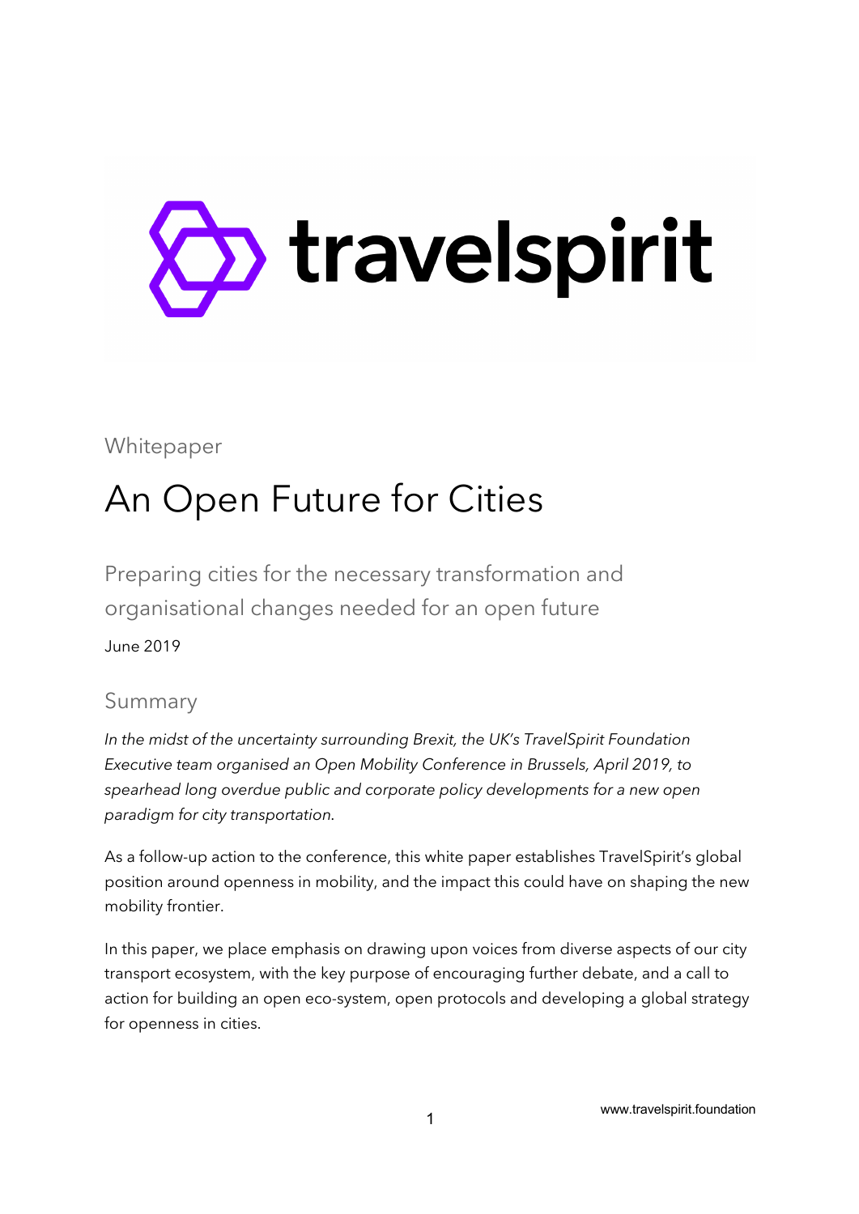travelspirit

Whitepaper

# An Open Future for Cities

## Preparing cities for the necessary transformation and organisational changes needed for an open future

June 2019

## Summary

*In the midst of the uncertainty surrounding Brexit, the UK's TravelSpirit Foundation Executive team organised an Open Mobility Conference in Brussels, April 2019, to spearhead long overdue public and corporate policy developments for a new open paradigm for city transportation.*

As a follow-up action to the conference, this white paper establishes TravelSpirit's global position around openness in mobility, and the impact this could have on shaping the new mobility frontier.

In this paper, we place emphasis on drawing upon voices from diverse aspects of our city transport ecosystem, with the key purpose of encouraging further debate, and a call to action for building an open eco-system, open protocols and developing a global strategy for openness in cities.

www.travelspirit.foundation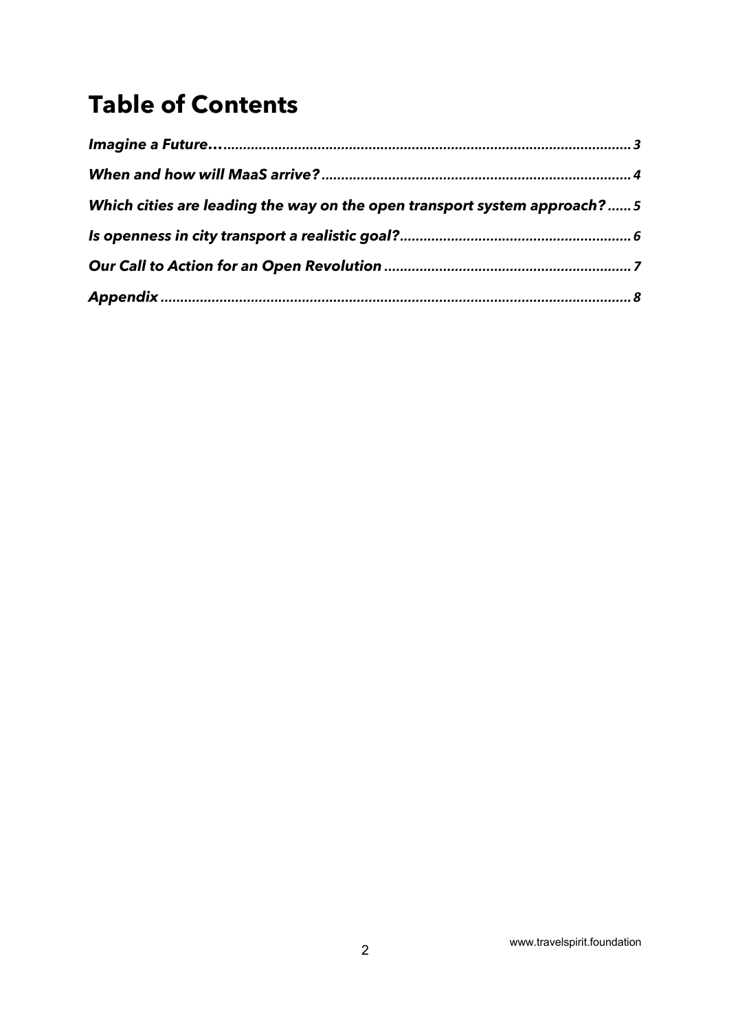# Table of Contents

*Imagine a Future…* 3

*When and how will MaaS arrive?* 4

*Which cities are leading the way on the open transport system approach?* 5

*Is openness in city transport a realistic goal?* 6

*Our Call to Action for an Open Revolution* 7

*Appendix* 8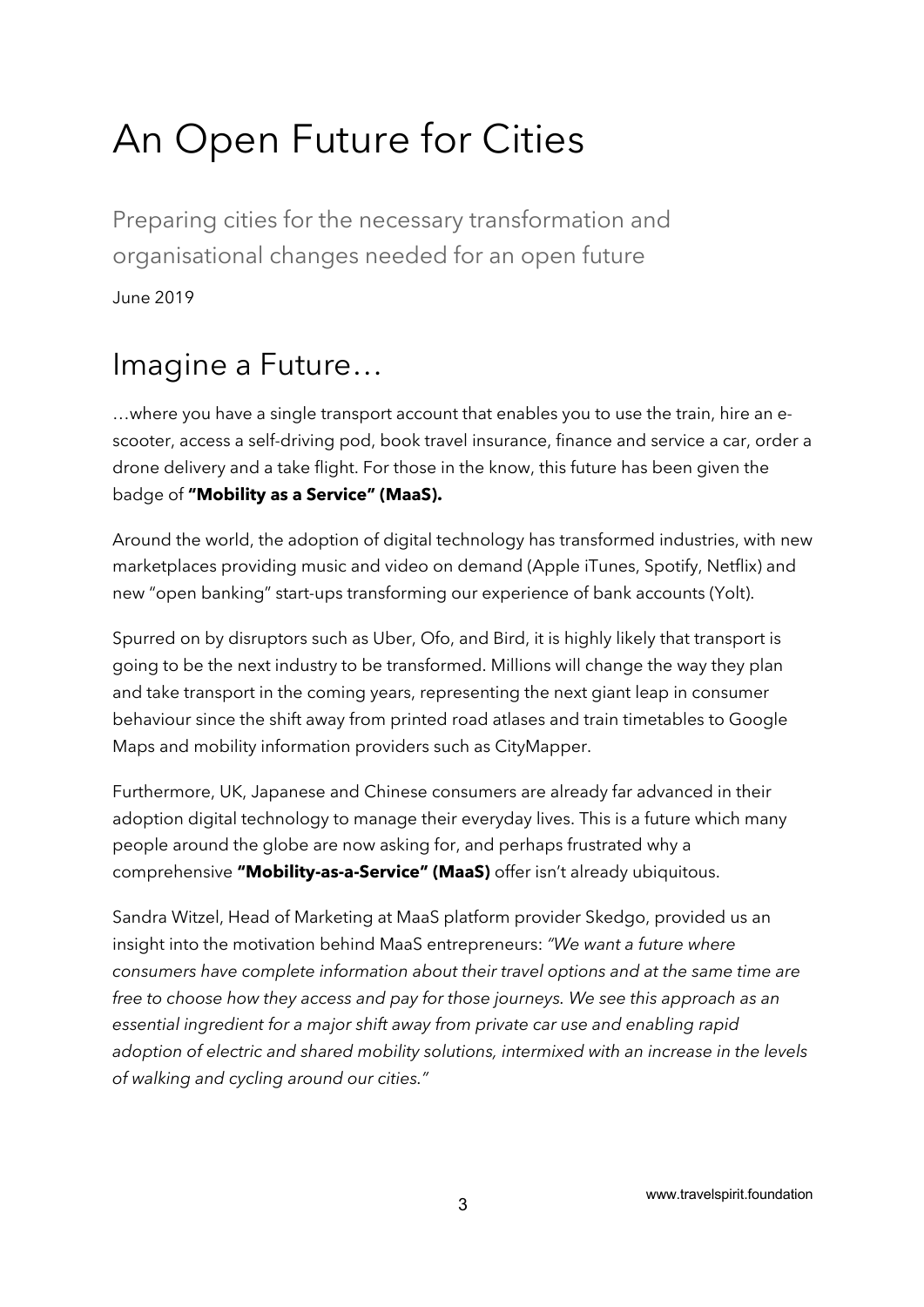# An Open Future for Cities

Preparing cities for the necessary transformation and organisational changes needed for an open future

June 2019

## Imagine a Future…

…where you have a single transport account that enables you to use the train, hire an e-scooter, access a self-driving pod, book travel insurance, finance and service a car, order a drone delivery and a take flight. For those in the know, this future has been given the badge of **"Mobility as a Service" (MaaS).**

Around the world, the adoption of digital technology has transformed industries, with new marketplaces providing music and video on demand (Apple iTunes, Spotify, Netflix) and new "open banking" start-ups transforming our experience of bank accounts (Yolt).

Spurred on by disruptors such as Uber, Ofo, and Bird, it is highly likely that transport is going to be the next industry to be transformed. Millions will change the way they plan and take transport in the coming years, representing the next giant leap in consumer behaviour since the shift away from printed road atlases and train timetables to Google Maps and mobility information providers such as CityMapper.

Furthermore, UK, Japanese and Chinese consumers are already far advanced in their adoption digital technology to manage their everyday lives. This is a future which many people around the globe are now asking for, and perhaps frustrated why a comprehensive **"Mobility-as-a-Service" (MaaS)** offer isn't already ubiquitous.

Sandra Witzel, Head of Marketing at MaaS platform provider Skedgo, provided us an insight into the motivation behind MaaS entrepreneurs: *"We want a future where consumers have complete information about their travel options and at the same time are free to choose how they access and pay for those journeys. We see this approach as an essential ingredient for a major shift away from private car use and enabling rapid adoption of electric and shared mobility solutions, intermixed with an increase in the levels of walking and cycling around our cities."*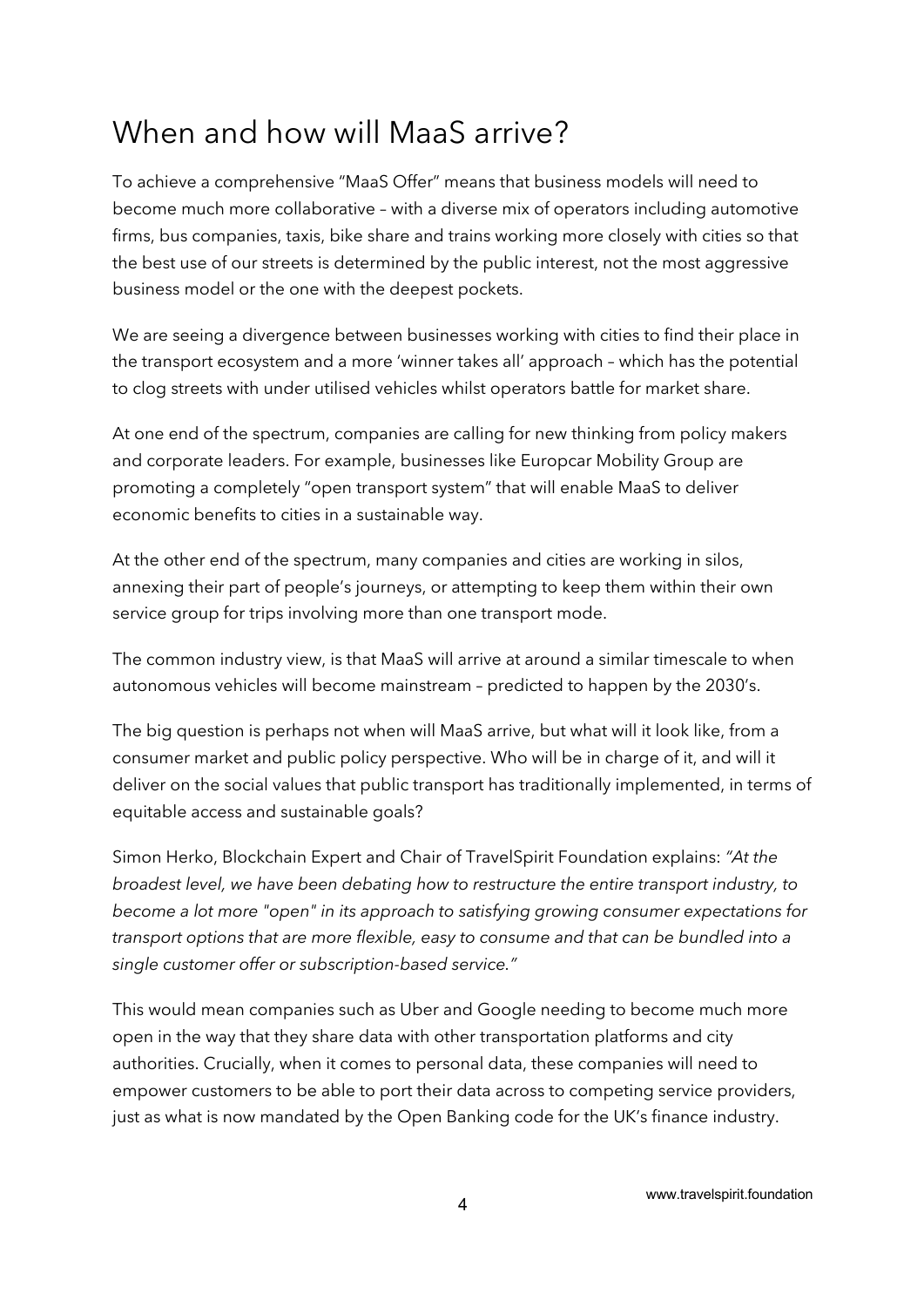## When and how will MaaS arrive?

To achieve a comprehensive "MaaS Offer" means that business models will need to become much more collaborative – with a diverse mix of operators including automotive firms, bus companies, taxis, bike share and trains working more closely with cities so that the best use of our streets is determined by the public interest, not the most aggressive business model or the one with the deepest pockets.

We are seeing a divergence between businesses working with cities to find their place in the transport ecosystem and a more 'winner takes all' approach – which has the potential to clog streets with under utilised vehicles whilst operators battle for market share.

At one end of the spectrum, companies are calling for new thinking from policy makers and corporate leaders. For example, businesses like Europcar Mobility Group are promoting a completely "open transport system" that will enable MaaS to deliver economic benefits to cities in a sustainable way.

At the other end of the spectrum, many companies and cities are working in silos, annexing their part of people's journeys, or attempting to keep them within their own service group for trips involving more than one transport mode.

The common industry view, is that MaaS will arrive at around a similar timescale to when autonomous vehicles will become mainstream – predicted to happen by the 2030's.

The big question is perhaps not when will MaaS arrive, but what will it look like, from a consumer market and public policy perspective. Who will be in charge of it, and will it deliver on the social values that public transport has traditionally implemented, in terms of equitable access and sustainable goals?

Simon Herko, Blockchain Expert and Chair of TravelSpirit Foundation explains: *"At the broadest level, we have been debating how to restructure the entire transport industry, to become a lot more "open" in its approach to satisfying growing consumer expectations for transport options that are more flexible, easy to consume and that can be bundled into a single customer offer or subscription-based service."*

This would mean companies such as Uber and Google needing to become much more open in the way that they share data with other transportation platforms and city authorities. Crucially, when it comes to personal data, these companies will need to empower customers to be able to port their data across to competing service providers, just as what is now mandated by the Open Banking code for the UK's finance industry.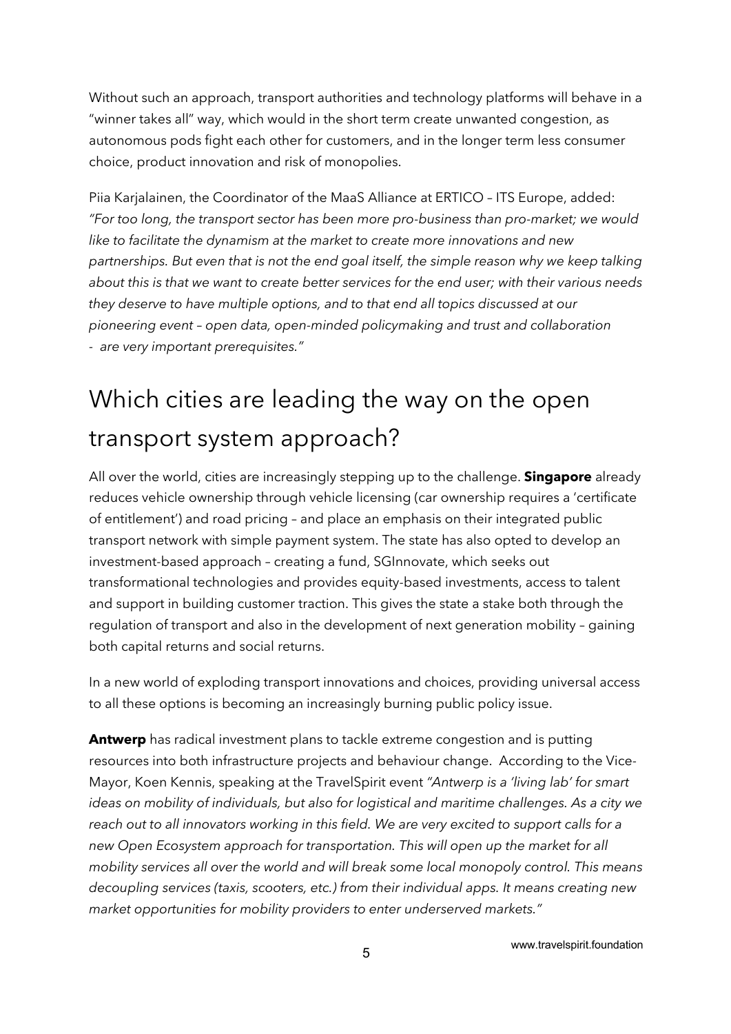Without such an approach, transport authorities and technology platforms will behave in a "winner takes all" way, which would in the short term create unwanted congestion, as autonomous pods fight each other for customers, and in the longer term less consumer choice, product innovation and risk of monopolies.

Piia Karjalainen, the Coordinator of the MaaS Alliance at ERTICO – ITS Europe, added: *"For too long, the transport sector has been more pro-business than pro-market; we would like to facilitate the dynamism at the market to create more innovations and new partnerships. But even that is not the end goal itself, the simple reason why we keep talking about this is that we want to create better services for the end user; with their various needs they deserve to have multiple options, and to that end all topics discussed at our pioneering event – open data, open-minded policymaking and trust and collaboration - are very important prerequisites."*

# Which cities are leading the way on the open transport system approach?

All over the world, cities are increasingly stepping up to the challenge. **Singapore** already reduces vehicle ownership through vehicle licensing (car ownership requires a 'certificate of entitlement') and road pricing – and place an emphasis on their integrated public transport network with simple payment system. The state has also opted to develop an investment-based approach – creating a fund, SGInnovate, which seeks out transformational technologies and provides equity-based investments, access to talent and support in building customer traction. This gives the state a stake both through the regulation of transport and also in the development of next generation mobility – gaining both capital returns and social returns.

In a new world of exploding transport innovations and choices, providing universal access to all these options is becoming an increasingly burning public policy issue.

**Antwerp** has radical investment plans to tackle extreme congestion and is putting resources into both infrastructure projects and behaviour change. According to the Vice-Mayor, Koen Kennis, speaking at the TravelSpirit event *"Antwerp is a 'living lab' for smart ideas on mobility of individuals, but also for logistical and maritime challenges. As a city we reach out to all innovators working in this field. We are very excited to support calls for a new Open Ecosystem approach for transportation. This will open up the market for all mobility services all over the world and will break some local monopoly control. This means decoupling services (taxis, scooters, etc.) from their individual apps. It means creating new market opportunities for mobility providers to enter underserved markets."*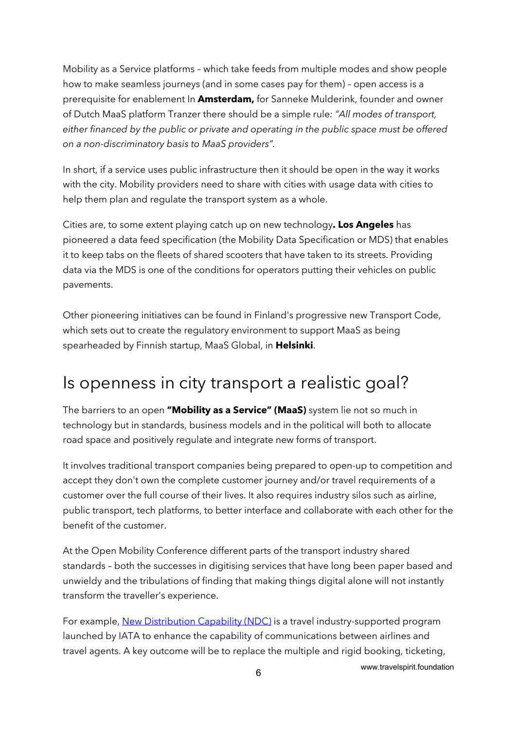Mobility as a Service platforms – which take feeds from multiple modes and show people how to make seamless journeys (and in some cases pay for them) – open access is a prerequisite for enablement In **Amsterdam,** for Sanneke Mulderink, founder and owner of Dutch MaaS platform Tranzer there should be a simple rule*: "All modes of transport, either financed by the public or private and operating in the public space must be offered on a non-discriminatory basis to MaaS providers"*.

In short, if a service uses public infrastructure then it should be open in the way it works with the city. Mobility providers need to share with cities with usage data with cities to help them plan and regulate the transport system as a whole.

Cities are, to some extent playing catch up on new technology**. Los Angeles** has pioneered a data feed specification (the Mobility Data Specification or MDS) that enables it to keep tabs on the fleets of shared scooters that have taken to its streets. Providing data via the MDS is one of the conditions for operators putting their vehicles on public pavements.

Other pioneering initiatives can be found in Finland's progressive new Transport Code, which sets out to create the regulatory environment to support MaaS as being spearheaded by Finnish startup, MaaS Global, in **Helsinki**.

## Is openness in city transport a realistic goal?

The barriers to an open **"Mobility as a Service" (MaaS)** system lie not so much in technology but in standards, business models and in the political will both to allocate road space and positively regulate and integrate new forms of transport.

It involves traditional transport companies being prepared to open-up to competition and accept they don't own the complete customer journey and/or travel requirements of a customer over the full course of their lives. It also requires industry silos such as airline, public transport, tech platforms, to better interface and collaborate with each other for the benefit of the customer.

At the Open Mobility Conference different parts of the transport industry shared standards – both the successes in digitising services that have long been paper based and unwieldy and the tribulations of finding that making things digital alone will not instantly transform the traveller's experience.

For example, [New Distribution Capability (NDC)] is a travel industry-supported program launched by IATA to enhance the capability of communications between airlines and travel agents. A key outcome will be to replace the multiple and rigid booking, ticketing,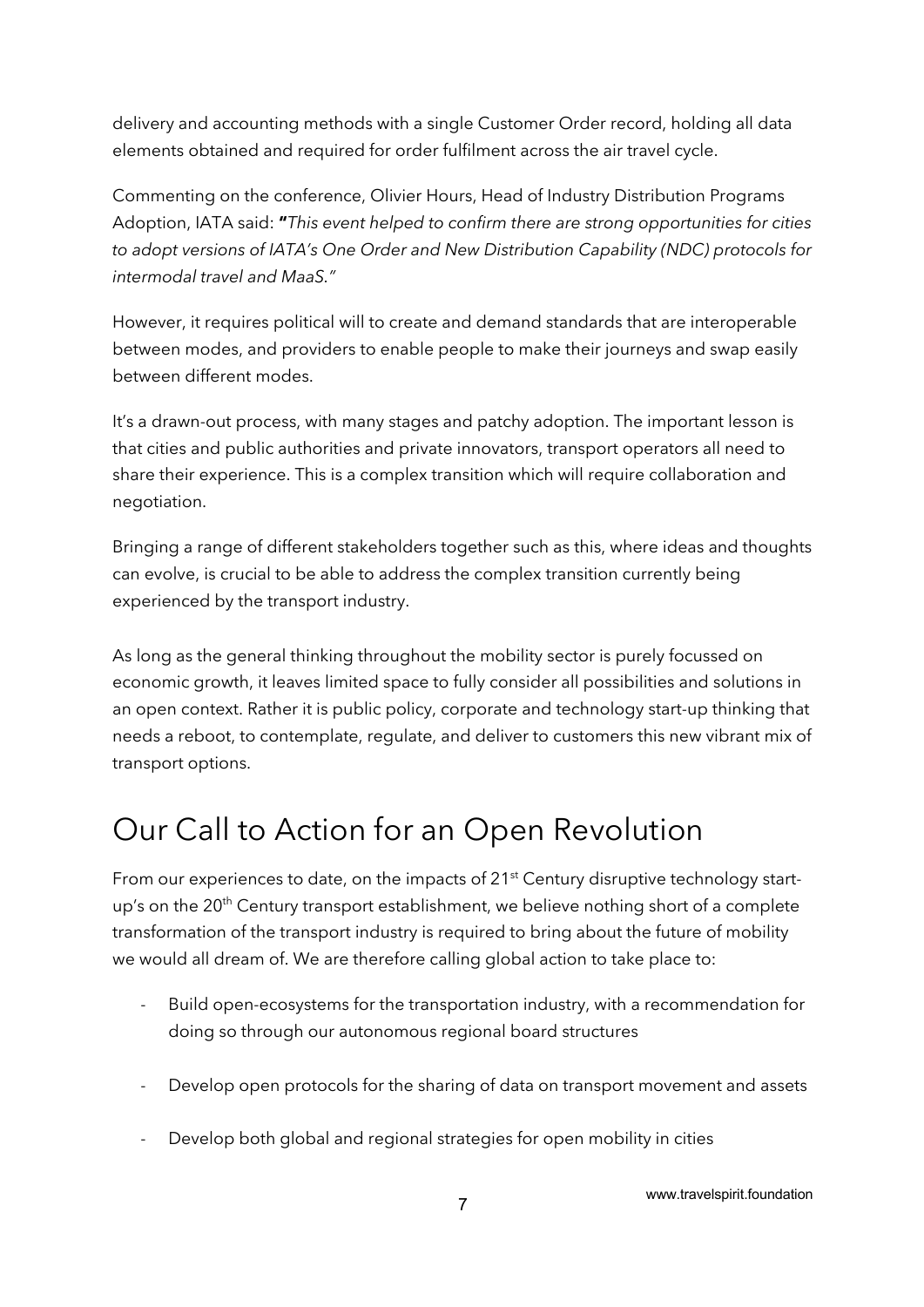delivery and accounting methods with a single Customer Order record, holding all data elements obtained and required for order fulfilment across the air travel cycle.

Commenting on the conference, Olivier Hours, Head of Industry Distribution Programs Adoption, IATA said: **"***This event helped to confirm there are strong opportunities for cities to adopt versions of IATA's One Order and New Distribution Capability (NDC) protocols for intermodal travel and MaaS."*

However, it requires political will to create and demand standards that are interoperable between modes, and providers to enable people to make their journeys and swap easily between different modes.

It's a drawn-out process, with many stages and patchy adoption. The important lesson is that cities and public authorities and private innovators, transport operators all need to share their experience. This is a complex transition which will require collaboration and negotiation.

Bringing a range of different stakeholders together such as this, where ideas and thoughts can evolve, is crucial to be able to address the complex transition currently being experienced by the transport industry.

As long as the general thinking throughout the mobility sector is purely focussed on economic growth, it leaves limited space to fully consider all possibilities and solutions in an open context. Rather it is public policy, corporate and technology start-up thinking that needs a reboot, to contemplate, regulate, and deliver to customers this new vibrant mix of transport options.

## Our Call to Action for an Open Revolution

From our experiences to date, on the impacts of 21st Century disruptive technology start-up's on the 20th Century transport establishment, we believe nothing short of a complete transformation of the transport industry is required to bring about the future of mobility we would all dream of. We are therefore calling global action to take place to:

- Build open-ecosystems for the transportation industry, with a recommendation for doing so through our autonomous regional board structures
- Develop open protocols for the sharing of data on transport movement and assets
- Develop both global and regional strategies for open mobility in cities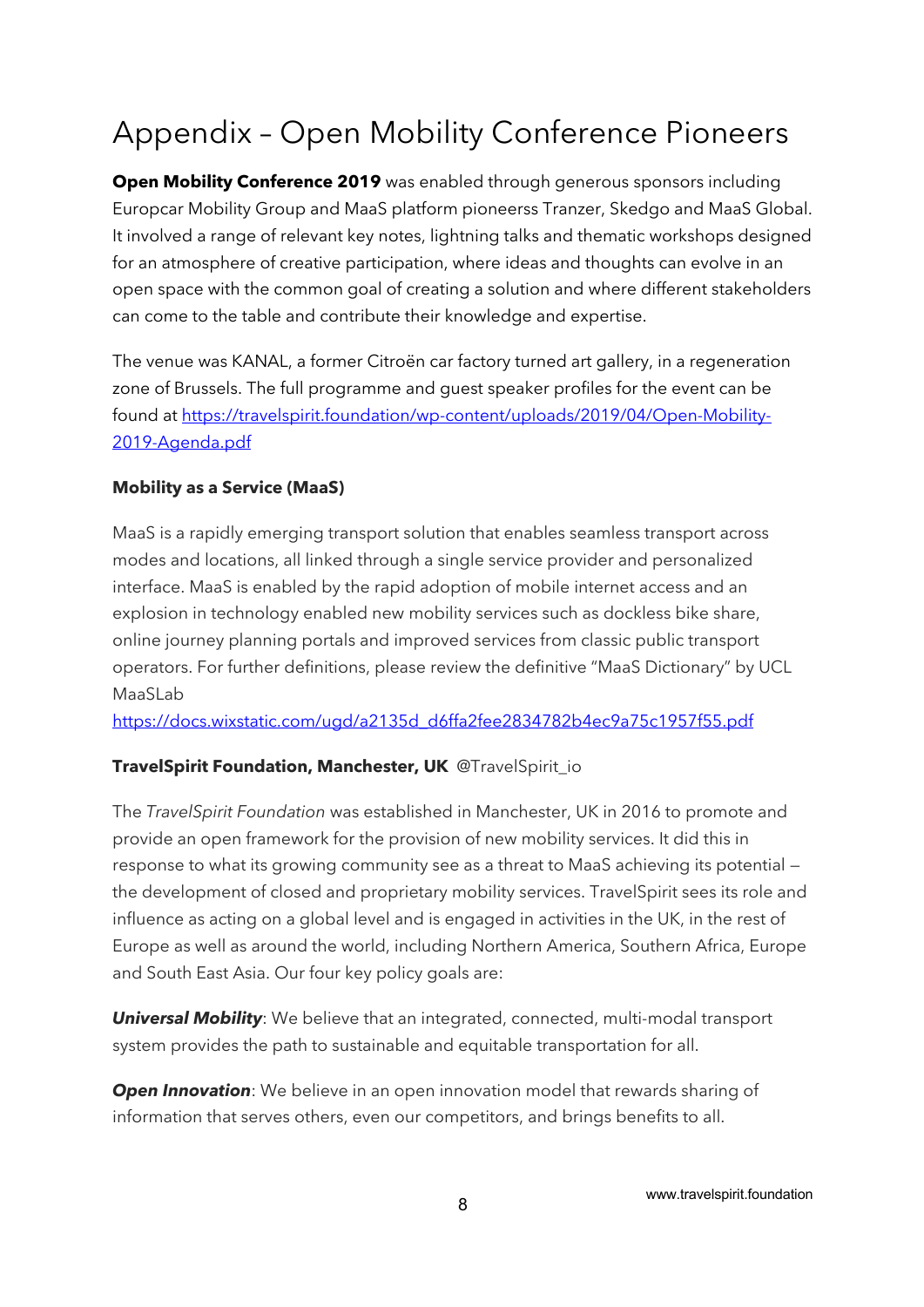# Appendix – Open Mobility Conference Pioneers

**Open Mobility Conference 2019** was enabled through generous sponsors including Europcar Mobility Group and MaaS platform pioneerss Tranzer, Skedgo and MaaS Global. It involved a range of relevant key notes, lightning talks and thematic workshops designed for an atmosphere of creative participation, where ideas and thoughts can evolve in an open space with the common goal of creating a solution and where different stakeholders can come to the table and contribute their knowledge and expertise.

The venue was KANAL, a former Citroën car factory turned art gallery, in a regeneration zone of Brussels. The full programme and guest speaker profiles for the event can be found at [https://travelspirit.foundation/wp-content/uploads/2019/04/Open-Mobility-2019-Agenda.pdf](https://travelspirit.foundation/wp-content/uploads/2019/04/Open-Mobility-2019-Agenda.pdf)

**Mobility as a Service (MaaS)**

MaaS is a rapidly emerging transport solution that enables seamless transport across modes and locations, all linked through a single service provider and personalized interface. MaaS is enabled by the rapid adoption of mobile internet access and an explosion in technology enabled new mobility services such as dockless bike share, online journey planning portals and improved services from classic public transport operators. For further definitions, please review the definitive "MaaS Dictionary" by UCL MaaSLab
[https://docs.wixstatic.com/ugd/a2135d_d6ffa2fee2834782b4ec9a75c1957f55.pdf](https://docs.wixstatic.com/ugd/a2135d_d6ffa2fee2834782b4ec9a75c1957f55.pdf)

**TravelSpirit Foundation, Manchester, UK** @TravelSpirit_io

The *TravelSpirit Foundation* was established in Manchester, UK in 2016 to promote and provide an open framework for the provision of new mobility services. It did this in response to what its growing community see as a threat to MaaS achieving its potential – the development of closed and proprietary mobility services. TravelSpirit sees its role and influence as acting on a global level and is engaged in activities in the UK, in the rest of Europe as well as around the world, including Northern America, Southern Africa, Europe and South East Asia. Our four key policy goals are:

***Universal Mobility***: We believe that an integrated, connected, multi-modal transport system provides the path to sustainable and equitable transportation for all.

***Open Innovation***: We believe in an open innovation model that rewards sharing of information that serves others, even our competitors, and brings benefits to all.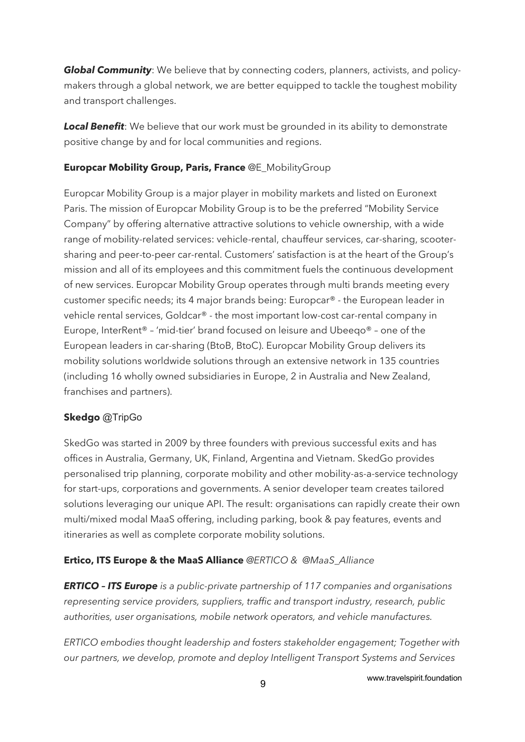***Global Community***: We believe that by connecting coders, planners, activists, and policy-makers through a global network, we are better equipped to tackle the toughest mobility and transport challenges.

***Local Benefit***: We believe that our work must be grounded in its ability to demonstrate positive change by and for local communities and regions.

**Europcar Mobility Group, Paris, France** @E_MobilityGroup

Europcar Mobility Group is a major player in mobility markets and listed on Euronext Paris. The mission of Europcar Mobility Group is to be the preferred "Mobility Service Company" by offering alternative attractive solutions to vehicle ownership, with a wide range of mobility-related services: vehicle-rental, chauffeur services, car-sharing, scooter-sharing and peer-to-peer car-rental. Customers' satisfaction is at the heart of the Group's mission and all of its employees and this commitment fuels the continuous development of new services. Europcar Mobility Group operates through multi brands meeting every customer specific needs; its 4 major brands being: Europcar® - the European leader in vehicle rental services, Goldcar® - the most important low-cost car-rental company in Europe, InterRent® – 'mid-tier' brand focused on leisure and Ubeeqo® – one of the European leaders in car-sharing (BtoB, BtoC). Europcar Mobility Group delivers its mobility solutions worldwide solutions through an extensive network in 135 countries (including 16 wholly owned subsidiaries in Europe, 2 in Australia and New Zealand, franchises and partners).

**Skedgo** @TripGo

SkedGo was started in 2009 by three founders with previous successful exits and has offices in Australia, Germany, UK, Finland, Argentina and Vietnam. SkedGo provides personalised trip planning, corporate mobility and other mobility-as-a-service technology for start-ups, corporations and governments. A senior developer team creates tailored solutions leveraging our unique API. The result: organisations can rapidly create their own multi/mixed modal MaaS offering, including parking, book & pay features, events and itineraries as well as complete corporate mobility solutions.

**Ertico, ITS Europe & the MaaS Alliance** *@ERTICO & @MaaS_Alliance*

***ERTICO – ITS Europe*** *is a public-private partnership of 117 companies and organisations representing service providers, suppliers, traffic and transport industry, research, public authorities, user organisations, mobile network operators, and vehicle manufactures.*

*ERTICO embodies thought leadership and fosters stakeholder engagement; Together with our partners, we develop, promote and deploy Intelligent Transport Systems and Services*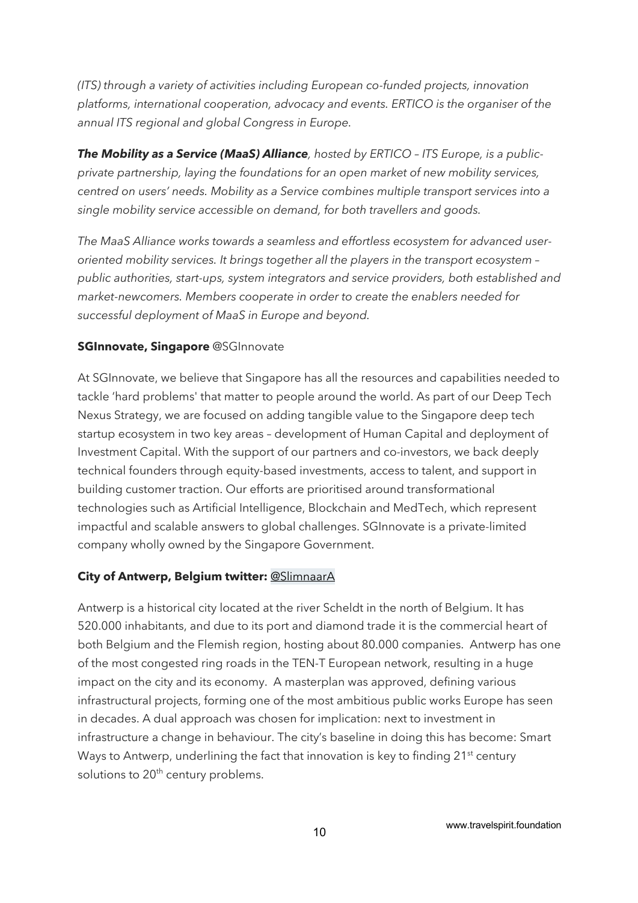*(ITS) through a variety of activities including European co-funded projects, innovation platforms, international cooperation, advocacy and events. ERTICO is the organiser of the annual ITS regional and global Congress in Europe.*

***The Mobility as a Service (MaaS) Alliance****, hosted by ERTICO – ITS Europe, is a public-private partnership, laying the foundations for an open market of new mobility services, centred on users' needs. Mobility as a Service combines multiple transport services into a single mobility service accessible on demand, for both travellers and goods.*

*The MaaS Alliance works towards a seamless and effortless ecosystem for advanced user-oriented mobility services. It brings together all the players in the transport ecosystem – public authorities, start-ups, system integrators and service providers, both established and market-newcomers. Members cooperate in order to create the enablers needed for successful deployment of MaaS in Europe and beyond.*

**SGInnovate, Singapore** @SGInnovate

At SGInnovate, we believe that Singapore has all the resources and capabilities needed to tackle 'hard problems' that matter to people around the world. As part of our Deep Tech Nexus Strategy, we are focused on adding tangible value to the Singapore deep tech startup ecosystem in two key areas – development of Human Capital and deployment of Investment Capital. With the support of our partners and co-investors, we back deeply technical founders through equity-based investments, access to talent, and support in building customer traction. Our efforts are prioritised around transformational technologies such as Artificial Intelligence, Blockchain and MedTech, which represent impactful and scalable answers to global challenges. SGInnovate is a private-limited company wholly owned by the Singapore Government.

**City of Antwerp, Belgium twitter:** @SlimnaarA

Antwerp is a historical city located at the river Scheldt in the north of Belgium. It has 520.000 inhabitants, and due to its port and diamond trade it is the commercial heart of both Belgium and the Flemish region, hosting about 80.000 companies. Antwerp has one of the most congested ring roads in the TEN-T European network, resulting in a huge impact on the city and its economy. A masterplan was approved, defining various infrastructural projects, forming one of the most ambitious public works Europe has seen in decades. A dual approach was chosen for implication: next to investment in infrastructure a change in behaviour. The city's baseline in doing this has become: Smart Ways to Antwerp, underlining the fact that innovation is key to finding 21st century solutions to 20th century problems.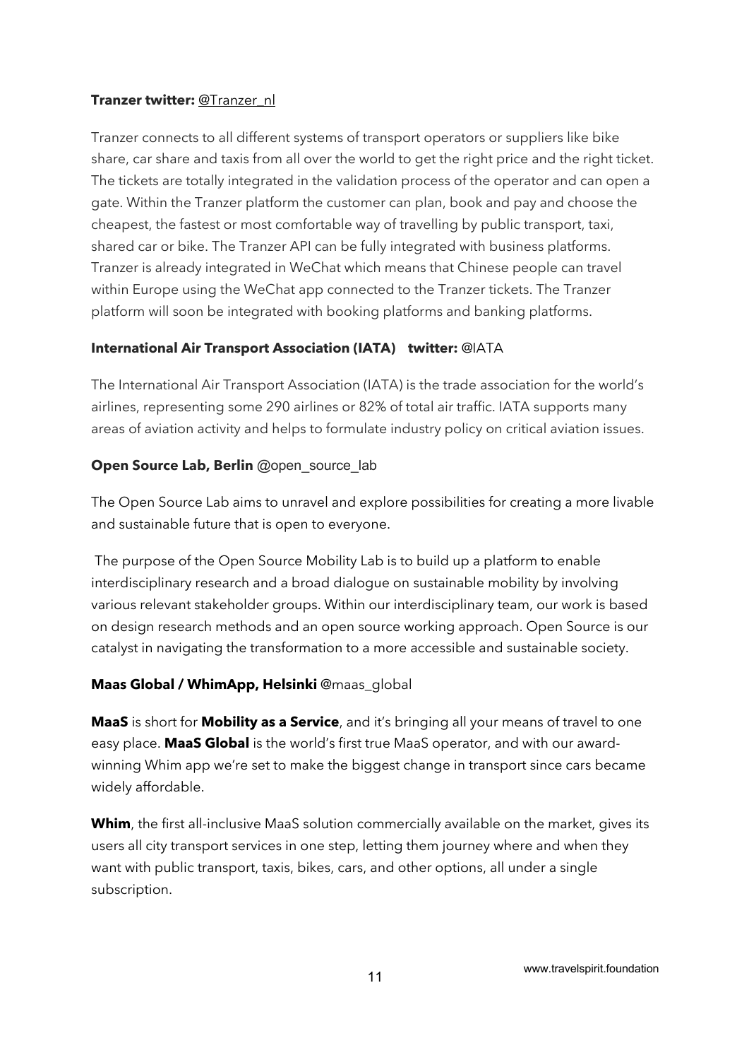**Tranzer twitter:** @Tranzer_nl

Tranzer connects to all different systems of transport operators or suppliers like bike share, car share and taxis from all over the world to get the right price and the right ticket. The tickets are totally integrated in the validation process of the operator and can open a gate. Within the Tranzer platform the customer can plan, book and pay and choose the cheapest, the fastest or most comfortable way of travelling by public transport, taxi, shared car or bike. The Tranzer API can be fully integrated with business platforms. Tranzer is already integrated in WeChat which means that Chinese people can travel within Europe using the WeChat app connected to the Tranzer tickets. The Tranzer platform will soon be integrated with booking platforms and banking platforms.

**International Air Transport Association (IATA) twitter:** @IATA

The International Air Transport Association (IATA) is the trade association for the world's airlines, representing some 290 airlines or 82% of total air traffic. IATA supports many areas of aviation activity and helps to formulate industry policy on critical aviation issues.

**Open Source Lab, Berlin** @open_source_lab

The Open Source Lab aims to unravel and explore possibilities for creating a more livable and sustainable future that is open to everyone.

The purpose of the Open Source Mobility Lab is to build up a platform to enable interdisciplinary research and a broad dialogue on sustainable mobility by involving various relevant stakeholder groups. Within our interdisciplinary team, our work is based on design research methods and an open source working approach. Open Source is our catalyst in navigating the transformation to a more accessible and sustainable society.

**Maas Global / WhimApp, Helsinki** @maas_global

**MaaS** is short for **Mobility as a Service**, and it's bringing all your means of travel to one easy place. **MaaS Global** is the world's first true MaaS operator, and with our award-winning Whim app we're set to make the biggest change in transport since cars became widely affordable.

**Whim**, the first all-inclusive MaaS solution commercially available on the market, gives its users all city transport services in one step, letting them journey where and when they want with public transport, taxis, bikes, cars, and other options, all under a single subscription.